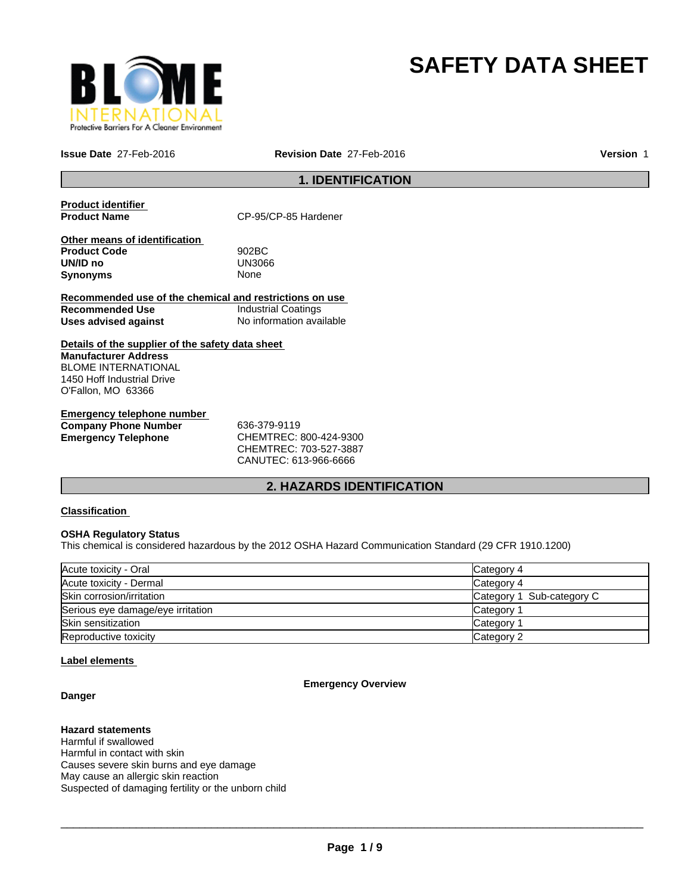# SAFETY DATA SHEET

**Issue Date** 27-Feb-2016 **Revision Date** 27-Feb-2016 **Version** 1

## 1. IDENTIFICATION

**Product identifier**

**Product Name** CP-95/CP-85 Hardener

**Other means of identification**

**Product Code** 902BC
**UN/ID no** UN3066
**Synonyms** None

**Recommended use of the chemical and restrictions on use**

**Recommended Use** Industrial Coatings
**Uses advised against** No information available

**Details of the supplier of the safety data sheet**

**Manufacturer Address**
BLOME INTERNATIONAL
1450 Hoff Industrial Drive
O'Fallon, MO 63366

**Emergency telephone number**

**Company Phone Number** 636-379-9119
**Emergency Telephone** CHEMTREC: 800-424-9300
CHEMTREC: 703-527-3887
CANUTEC: 613-966-6666

## 2. HAZARDS IDENTIFICATION

**Classification**

**OSHA Regulatory Status**
This chemical is considered hazardous by the 2012 OSHA Hazard Communication Standard (29 CFR 1910.1200)

| | |
|---|---|
| Acute toxicity - Oral | Category 4 |
| Acute toxicity - Dermal | Category 4 |
| Skin corrosion/irritation | Category 1 Sub-category C |
| Serious eye damage/eye irritation | Category 1 |
| Skin sensitization | Category 1 |
| Reproductive toxicity | Category 2 |

**Label elements**

**Emergency Overview**

**Danger**

**Hazard statements**
Harmful if swallowed
Harmful in contact with skin
Causes severe skin burns and eye damage
May cause an allergic skin reaction
Suspected of damaging fertility or the unborn child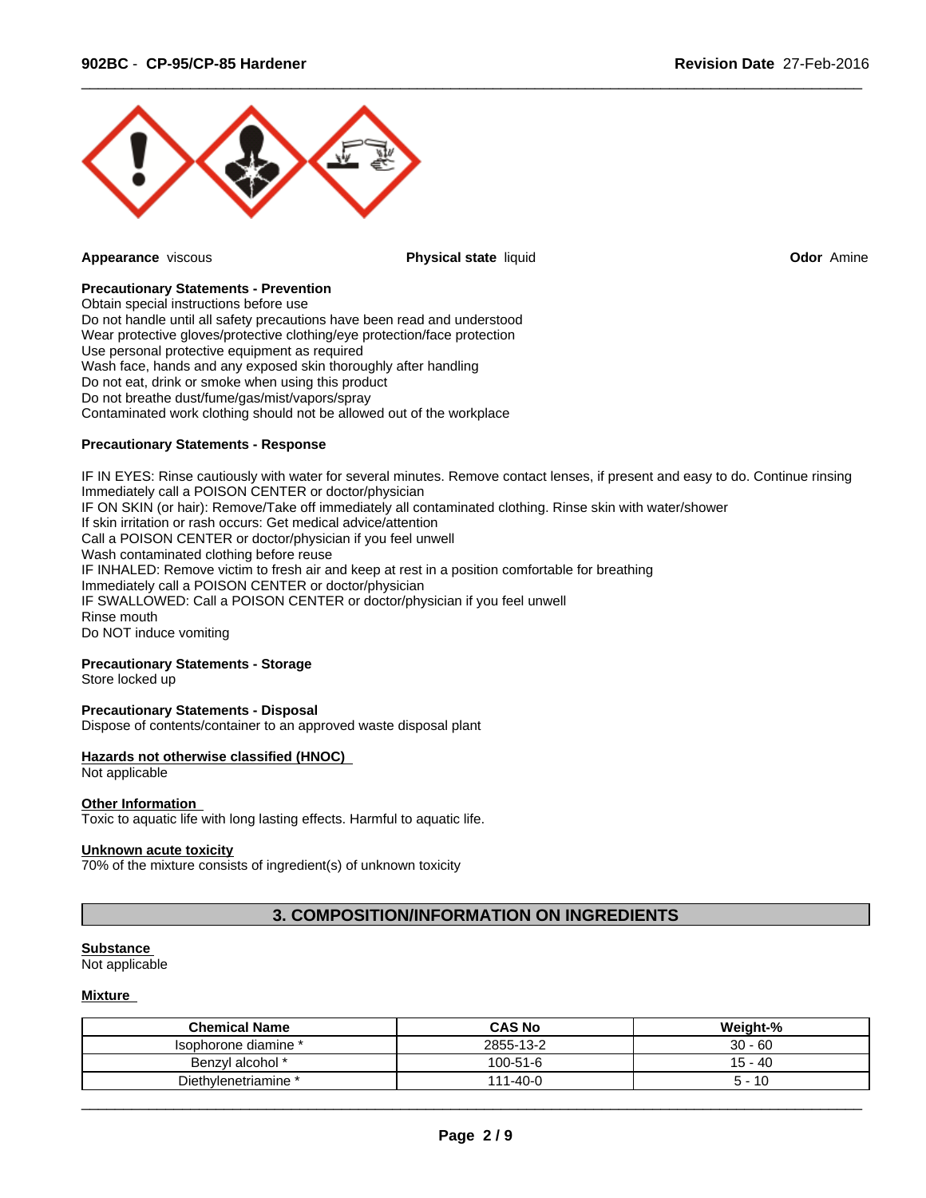**Appearance** viscous

**Physical state** liquid

**Odor** Amine

**Precautionary Statements - Prevention**

Obtain special instructions before use
Do not handle until all safety precautions have been read and understood
Wear protective gloves/protective clothing/eye protection/face protection
Use personal protective equipment as required
Wash face, hands and any exposed skin thoroughly after handling
Do not eat, drink or smoke when using this product
Do not breathe dust/fume/gas/mist/vapors/spray
Contaminated work clothing should not be allowed out of the workplace

**Precautionary Statements - Response**

IF IN EYES: Rinse cautiously with water for several minutes. Remove contact lenses, if present and easy to do. Continue rinsing
Immediately call a POISON CENTER or doctor/physician
IF ON SKIN (or hair): Remove/Take off immediately all contaminated clothing. Rinse skin with water/shower
If skin irritation or rash occurs: Get medical advice/attention
Call a POISON CENTER or doctor/physician if you feel unwell
Wash contaminated clothing before reuse
IF INHALED: Remove victim to fresh air and keep at rest in a position comfortable for breathing
Immediately call a POISON CENTER or doctor/physician
IF SWALLOWED: Call a POISON CENTER or doctor/physician if you feel unwell
Rinse mouth
Do NOT induce vomiting

**Precautionary Statements - Storage**

Store locked up

**Precautionary Statements - Disposal**

Dispose of contents/container to an approved waste disposal plant

**Hazards not otherwise classified (HNOC)**

Not applicable

**Other Information**

Toxic to aquatic life with long lasting effects. Harmful to aquatic life.

**Unknown acute toxicity**

70% of the mixture consists of ingredient(s) of unknown toxicity

## 3. COMPOSITION/INFORMATION ON INGREDIENTS

**Substance**

Not applicable

**Mixture**

| Chemical Name | CAS No | Weight-% |
|---|---|---|
| Isophorone diamine * | 2855-13-2 | 30 - 60 |
| Benzyl alcohol * | 100-51-6 | 15 - 40 |
| Diethylenetriamine * | 111-40-0 | 5 - 10 |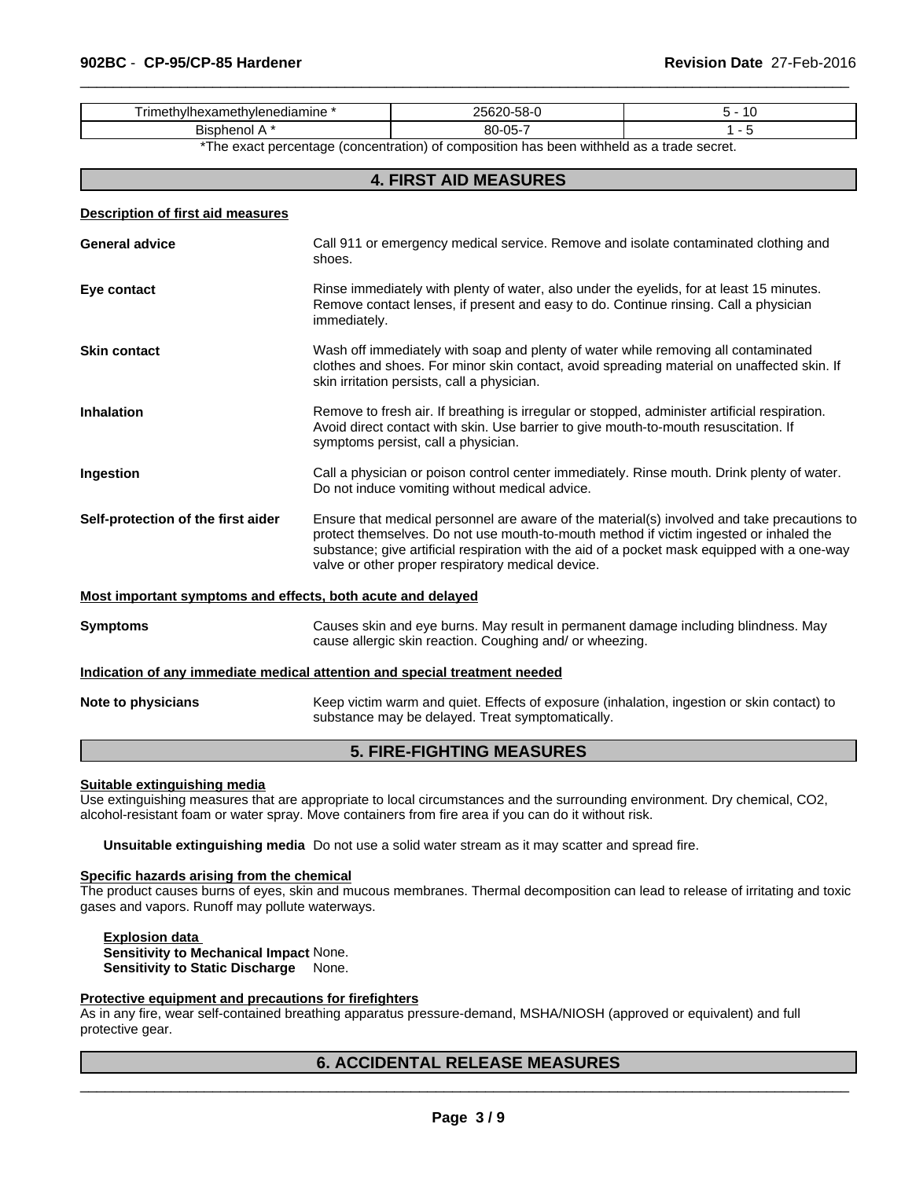| Trimethylhexamethylenediamine * | 25620-58-0 | 5 - 10 |
|---|---|---|
| Bisphenol A * | 80-05-7 | 1 - 5 |

*The exact percentage (concentration) of composition has been withheld as a trade secret.

## 4. FIRST AID MEASURES

**Description of first aid measures**

**General advice** Call 911 or emergency medical service. Remove and isolate contaminated clothing and shoes.

**Eye contact** Rinse immediately with plenty of water, also under the eyelids, for at least 15 minutes. Remove contact lenses, if present and easy to do. Continue rinsing. Call a physician immediately.

**Skin contact** Wash off immediately with soap and plenty of water while removing all contaminated clothes and shoes. For minor skin contact, avoid spreading material on unaffected skin. If skin irritation persists, call a physician.

**Inhalation** Remove to fresh air. If breathing is irregular or stopped, administer artificial respiration. Avoid direct contact with skin. Use barrier to give mouth-to-mouth resuscitation. If symptoms persist, call a physician.

**Ingestion** Call a physician or poison control center immediately. Rinse mouth. Drink plenty of water. Do not induce vomiting without medical advice.

**Self-protection of the first aider** Ensure that medical personnel are aware of the material(s) involved and take precautions to protect themselves. Do not use mouth-to-mouth method if victim ingested or inhaled the substance; give artificial respiration with the aid of a pocket mask equipped with a one-way valve or other proper respiratory medical device.

**Most important symptoms and effects, both acute and delayed**

**Symptoms** Causes skin and eye burns. May result in permanent damage including blindness. May cause allergic skin reaction. Coughing and/ or wheezing.

**Indication of any immediate medical attention and special treatment needed**

**Note to physicians** Keep victim warm and quiet. Effects of exposure (inhalation, ingestion or skin contact) to substance may be delayed. Treat symptomatically.

## 5. FIRE-FIGHTING MEASURES

**Suitable extinguishing media**

Use extinguishing measures that are appropriate to local circumstances and the surrounding environment. Dry chemical, $CO_2$, alcohol-resistant foam or water spray. Move containers from fire area if you can do it without risk.

**Unsuitable extinguishing media** Do not use a solid water stream as it may scatter and spread fire.

**Specific hazards arising from the chemical**

The product causes burns of eyes, skin and mucous membranes. Thermal decomposition can lead to release of irritating and toxic gases and vapors. Runoff may pollute waterways.

**Explosion data**

**Sensitivity to Mechanical Impact** None.

**Sensitivity to Static Discharge** None.

**Protective equipment and precautions for firefighters**

As in any fire, wear self-contained breathing apparatus pressure-demand, MSHA/NIOSH (approved or equivalent) and full protective gear.

## 6. ACCIDENTAL RELEASE MEASURES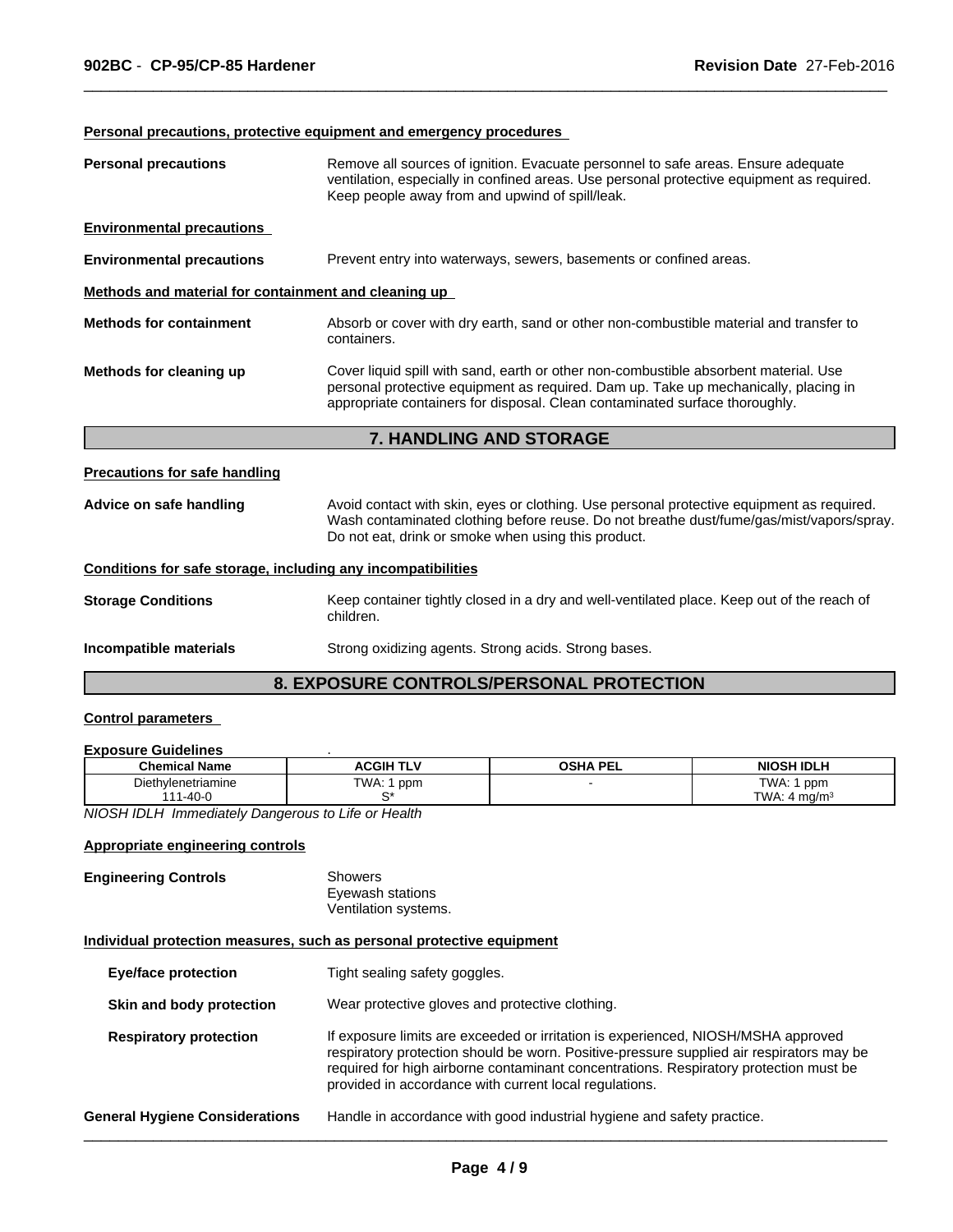**Personal precautions, protective equipment and emergency procedures**

**Personal precautions** Remove all sources of ignition. Evacuate personnel to safe areas. Ensure adequate ventilation, especially in confined areas. Use personal protective equipment as required. Keep people away from and upwind of spill/leak.

**Environmental precautions**

**Environmental precautions** Prevent entry into waterways, sewers, basements or confined areas.

**Methods and material for containment and cleaning up**

**Methods for containment** Absorb or cover with dry earth, sand or other non-combustible material and transfer to containers.

**Methods for cleaning up** Cover liquid spill with sand, earth or other non-combustible absorbent material. Use personal protective equipment as required. Dam up. Take up mechanically, placing in appropriate containers for disposal. Clean contaminated surface thoroughly.

## 7. HANDLING AND STORAGE

**Precautions for safe handling**

**Advice on safe handling** Avoid contact with skin, eyes or clothing. Use personal protective equipment as required. Wash contaminated clothing before reuse. Do not breathe dust/fume/gas/mist/vapors/spray. Do not eat, drink or smoke when using this product.

**Conditions for safe storage, including any incompatibilities**

**Storage Conditions** Keep container tightly closed in a dry and well-ventilated place. Keep out of the reach of children.

**Incompatible materials** Strong oxidizing agents. Strong acids. Strong bases.

## 8. EXPOSURE CONTROLS/PERSONAL PROTECTION

**Control parameters**

**Exposure Guidelines** .

| Chemical Name | ACGIH TLV | OSHA PEL | NIOSH IDLH |
|---|---|---|---|
| Diethylenetriamine<br>111-40-0 | TWA: 1 ppm<br>S* | - | TWA: 1 ppm<br>TWA: 4 mg/m³ |

*NIOSH IDLH Immediately Dangerous to Life or Health*

**Appropriate engineering controls**

**Engineering Controls** Showers
Eyewash stations
Ventilation systems.

**Individual protection measures, such as personal protective equipment**

**Eye/face protection** Tight sealing safety goggles.

**Skin and body protection** Wear protective gloves and protective clothing.

**Respiratory protection** If exposure limits are exceeded or irritation is experienced, NIOSH/MSHA approved respiratory protection should be worn. Positive-pressure supplied air respirators may be required for high airborne contaminant concentrations. Respiratory protection must be provided in accordance with current local regulations.

**General Hygiene Considerations** Handle in accordance with good industrial hygiene and safety practice.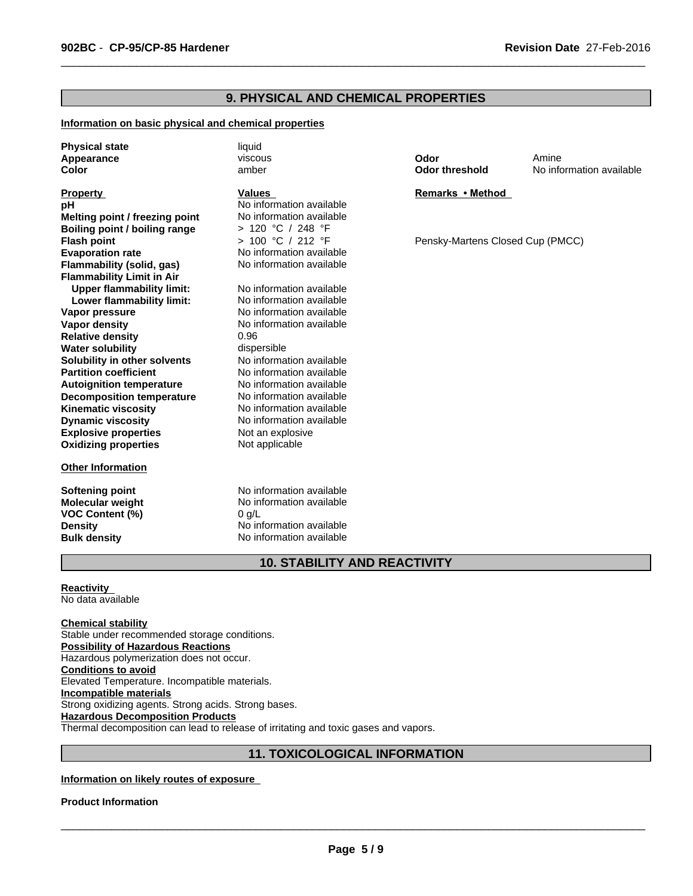## 9. PHYSICAL AND CHEMICAL PROPERTIES

**Information on basic physical and chemical properties**

| | | | |
|---|---|---|---|
| **Physical state** | liquid | | |
| **Appearance** | viscous | **Odor** | Amine |
| **Color** | amber | **Odor threshold** | No information available |

| **Property** | **Values** | **Remarks • Method** |
|---|---|---|
| **pH** | No information available | |
| **Melting point / freezing point** | No information available | |
| **Boiling point / boiling range** | > 120 °C / 248 °F | |
| **Flash point** | > 100 °C / 212 °F | Pensky-Martens Closed Cup (PMCC) |
| **Evaporation rate** | No information available | |
| **Flammability (solid, gas)** | No information available | |
| **Flammability Limit in Air** | | |
| **Upper flammability limit:** | No information available | |
| **Lower flammability limit:** | No information available | |
| **Vapor pressure** | No information available | |
| **Vapor density** | No information available | |
| **Relative density** | 0.96 | |
| **Water solubility** | dispersible | |
| **Solubility in other solvents** | No information available | |
| **Partition coefficient** | No information available | |
| **Autoignition temperature** | No information available | |
| **Decomposition temperature** | No information available | |
| **Kinematic viscosity** | No information available | |
| **Dynamic viscosity** | No information available | |
| **Explosive properties** | Not an explosive | |
| **Oxidizing properties** | Not applicable | |

**Other Information**

| | |
|---|---|
| **Softening point** | No information available |
| **Molecular weight** | No information available |
| **VOC Content (%)** | 0 g/L |
| **Density** | No information available |
| **Bulk density** | No information available |

## 10. STABILITY AND REACTIVITY

**Reactivity**
No data available

**Chemical stability**
Stable under recommended storage conditions.

**Possibility of Hazardous Reactions**
Hazardous polymerization does not occur.

**Conditions to avoid**
Elevated Temperature. Incompatible materials.

**Incompatible materials**
Strong oxidizing agents. Strong acids. Strong bases.

**Hazardous Decomposition Products**
Thermal decomposition can lead to release of irritating and toxic gases and vapors.

## 11. TOXICOLOGICAL INFORMATION

**Information on likely routes of exposure**

**Product Information**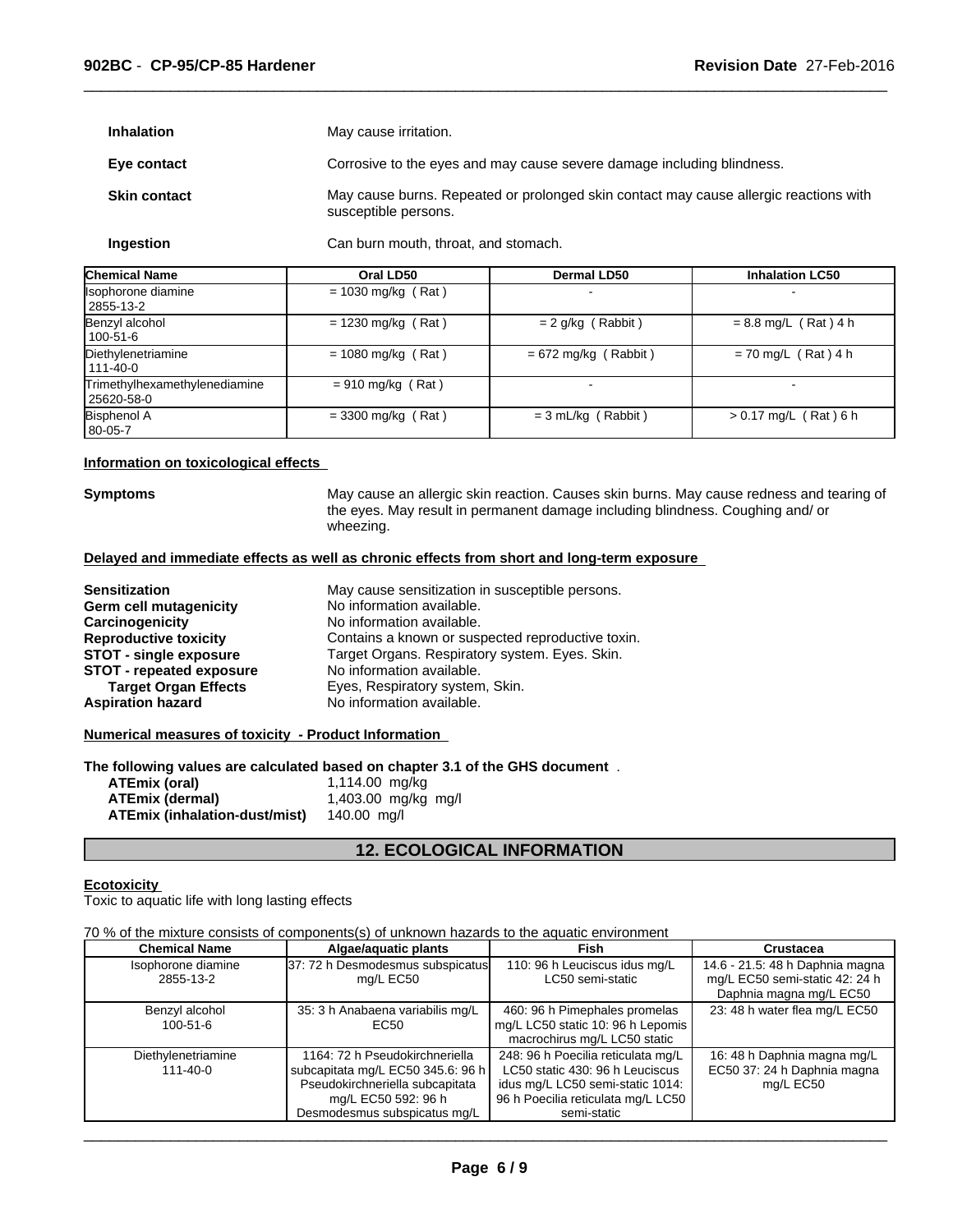**Inhalation** May cause irritation.

**Eye contact** Corrosive to the eyes and may cause severe damage including blindness.

**Skin contact** May cause burns. Repeated or prolonged skin contact may cause allergic reactions with susceptible persons.

**Ingestion** Can burn mouth, throat, and stomach.

| Chemical Name | Oral LD50 | Dermal LD50 | Inhalation LC50 |
|---|---|---|---|
| Isophorone diamine 2855-13-2 | = 1030 mg/kg ( Rat ) | - | - |
| Benzyl alcohol 100-51-6 | = 1230 mg/kg ( Rat ) | = 2 g/kg ( Rabbit ) | = 8.8 mg/L ( Rat ) 4 h |
| Diethylenetriamine 111-40-0 | = 1080 mg/kg ( Rat ) | = 672 mg/kg ( Rabbit ) | = 70 mg/L ( Rat ) 4 h |
| Trimethylhexamethylenediamine 25620-58-0 | = 910 mg/kg ( Rat ) | - | - |
| Bisphenol A 80-05-7 | = 3300 mg/kg ( Rat ) | = 3 mL/kg ( Rabbit ) | > 0.17 mg/L ( Rat ) 6 h |

**Information on toxicological effects**

**Symptoms** May cause an allergic skin reaction. Causes skin burns. May cause redness and tearing of the eyes. May result in permanent damage including blindness. Coughing and/ or wheezing.

**Delayed and immediate effects as well as chronic effects from short and long-term exposure**

**Sensitization** May cause sensitization in susceptible persons.
**Germ cell mutagenicity** No information available.
**Carcinogenicity** No information available.
**Reproductive toxicity** Contains a known or suspected reproductive toxin.
**STOT - single exposure** Target Organs. Respiratory system. Eyes. Skin.
**STOT - repeated exposure** No information available.
**Target Organ Effects** Eyes, Respiratory system, Skin.
**Aspiration hazard** No information available.

**Numerical measures of toxicity - Product Information**

**The following values are calculated based on chapter 3.1 of the GHS document** .

**ATEmix (oral)** 1,114.00 mg/kg
**ATEmix (dermal)** 1,403.00 mg/kg mg/l
**ATEmix (inhalation-dust/mist)** 140.00 mg/l

## 12. ECOLOGICAL INFORMATION

**Ecotoxicity**

Toxic to aquatic life with long lasting effects

70 % of the mixture consists of components(s) of unknown hazards to the aquatic environment

| Chemical Name | Algae/aquatic plants | Fish | Crustacea |
|---|---|---|---|
| Isophorone diamine 2855-13-2 | 37: 72 h Desmodesmus subspicatus mg/L EC50 | 110: 96 h Leuciscus idus mg/L LC50 semi-static | 14.6 - 21.5: 48 h Daphnia magna mg/L EC50 semi-static 42: 24 h Daphnia magna mg/L EC50 |
| Benzyl alcohol 100-51-6 | 35: 3 h Anabaena variabilis mg/L EC50 | 460: 96 h Pimephales promelas mg/L LC50 static 10: 96 h Lepomis macrochirus mg/L LC50 static | 23: 48 h water flea mg/L EC50 |
| Diethylenetriamine 111-40-0 | 1164: 72 h Pseudokirchneriella subcapitata mg/L EC50 345.6: 96 h Pseudokirchneriella subcapitata mg/L EC50 592: 96 h Desmodesmus subspicatus mg/L | 248: 96 h Poecilia reticulata mg/L LC50 static 430: 96 h Leuciscus idus mg/L LC50 semi-static 1014: 96 h Poecilia reticulata mg/L LC50 semi-static | 16: 48 h Daphnia magna mg/L EC50 37: 24 h Daphnia magna mg/L EC50 |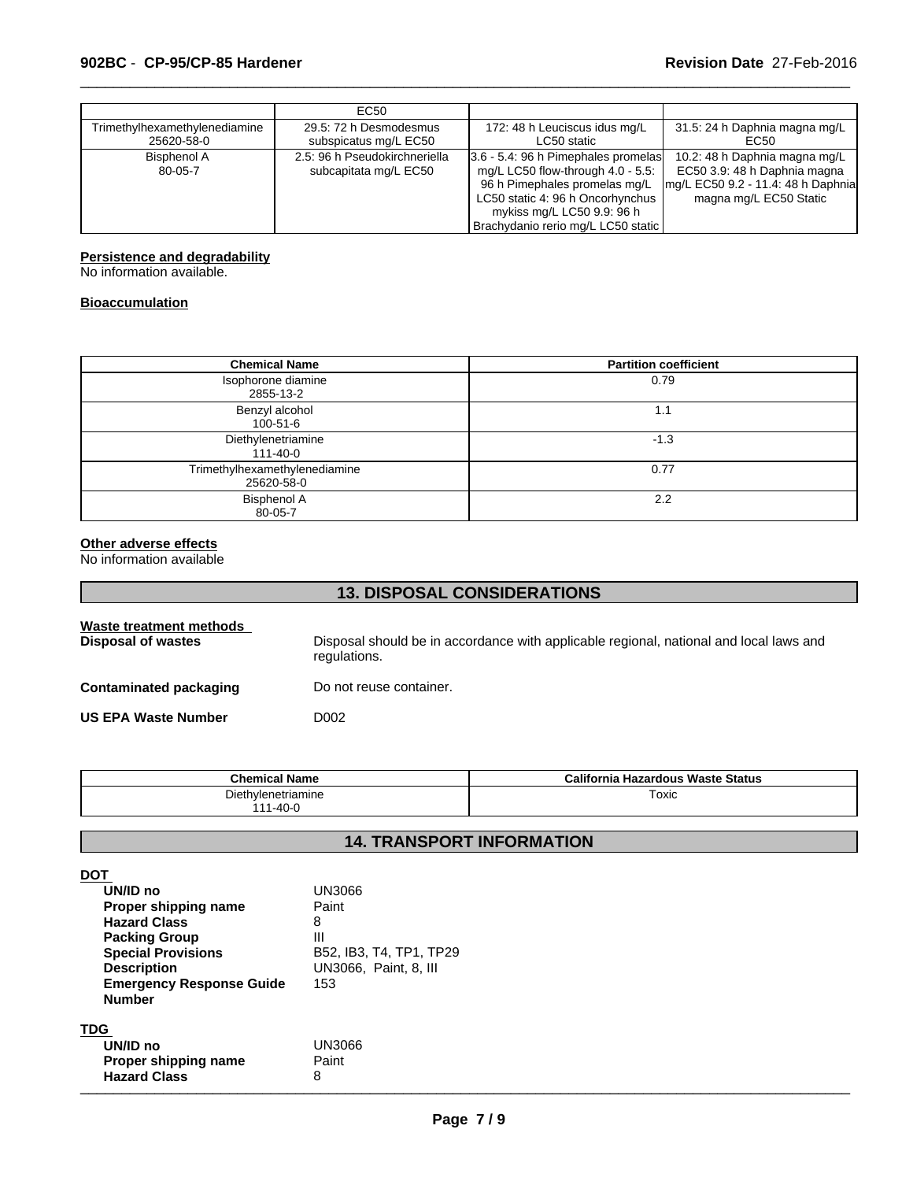| | EC50 | | |
|---|---|---|---|
| Trimethylhexamethylenediamine 25620-58-0 | 29.5: 72 h Desmodesmus subspicatus mg/L EC50 | 172: 48 h Leuciscus idus mg/L LC50 static | 31.5: 24 h Daphnia magna mg/L EC50 |
| Bisphenol A 80-05-7 | 2.5: 96 h Pseudokirchneriella subcapitata mg/L EC50 | 3.6 - 5.4: 96 h Pimephales promelas mg/L LC50 flow-through 4.0 - 5.5: 96 h Pimephales promelas mg/L LC50 static 4: 96 h Oncorhynchus mykiss mg/L LC50 9.9: 96 h Brachydanio rerio mg/L LC50 static | 10.2: 48 h Daphnia magna mg/L EC50 3.9: 48 h Daphnia magna mg/L EC50 9.2 - 11.4: 48 h Daphnia magna mg/L EC50 Static |

**Persistence and degradability**

No information available.

**Bioaccumulation**

| Chemical Name | Partition coefficient |
|---|---|
| Isophorone diamine 2855-13-2 | 0.79 |
| Benzyl alcohol 100-51-6 | 1.1 |
| Diethylenetriamine 111-40-0 | -1.3 |
| Trimethylhexamethylenediamine 25620-58-0 | 0.77 |
| Bisphenol A 80-05-7 | 2.2 |

**Other adverse effects**

No information available

## 13. DISPOSAL CONSIDERATIONS

**Waste treatment methods**

**Disposal of wastes** Disposal should be in accordance with applicable regional, national and local laws and regulations.

**Contaminated packaging** Do not reuse container.

**US EPA Waste Number** D002

| Chemical Name | California Hazardous Waste Status |
|---|---|
| Diethylenetriamine 111-40-0 | Toxic |

## 14. TRANSPORT INFORMATION

**DOT**

**UN/ID no** UN3066
**Proper shipping name** Paint
**Hazard Class** 8
**Packing Group** III
**Special Provisions** B52, IB3, T4, TP1, TP29
**Description** UN3066, Paint, 8, III
**Emergency Response Guide Number** 153

**TDG**

**UN/ID no** UN3066
**Proper shipping name** Paint
**Hazard Class** 8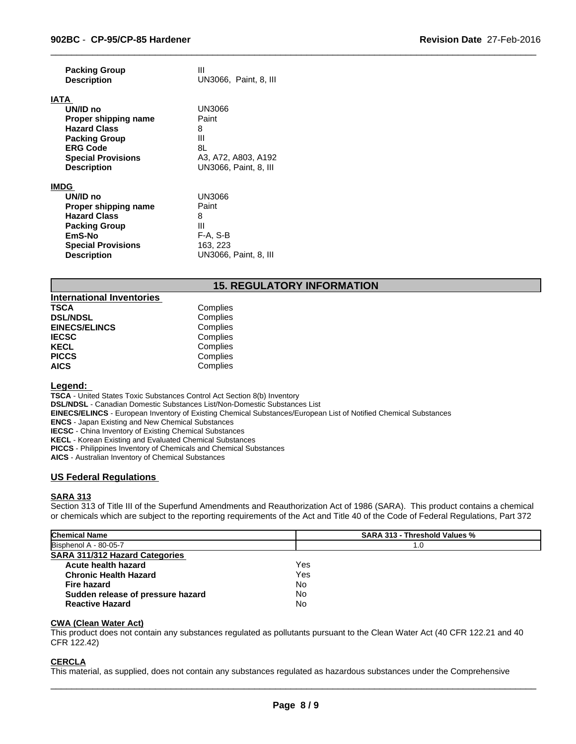| | |
|---|---|
| **Packing Group** | III |
| **Description** | UN3066, Paint, 8, III |

**IATA**

| | |
|---|---|
| **UN/ID no** | UN3066 |
| **Proper shipping name** | Paint |
| **Hazard Class** | 8 |
| **Packing Group** | III |
| **ERG Code** | 8L |
| **Special Provisions** | A3, A72, A803, A192 |
| **Description** | UN3066, Paint, 8, III |

**IMDG**

| | |
|---|---|
| **UN/ID no** | UN3066 |
| **Proper shipping name** | Paint |
| **Hazard Class** | 8 |
| **Packing Group** | III |
| **EmS-No** | F-A, S-B |
| **Special Provisions** | 163, 223 |
| **Description** | UN3066, Paint, 8, III |

## 15. REGULATORY INFORMATION

**International Inventories**

| | |
|---|---|
| **TSCA** | Complies |
| **DSL/NDSL** | Complies |
| **EINECS/ELINCS** | Complies |
| **IECSC** | Complies |
| **KECL** | Complies |
| **PICCS** | Complies |
| **AICS** | Complies |

**Legend:**

**TSCA** - United States Toxic Substances Control Act Section 8(b) Inventory
**DSL/NDSL** - Canadian Domestic Substances List/Non-Domestic Substances List
**EINECS/ELINCS** - European Inventory of Existing Chemical Substances/European List of Notified Chemical Substances
**ENCS** - Japan Existing and New Chemical Substances
**IECSC** - China Inventory of Existing Chemical Substances
**KECL** - Korean Existing and Evaluated Chemical Substances
**PICCS** - Philippines Inventory of Chemicals and Chemical Substances
**AICS** - Australian Inventory of Chemical Substances

### US Federal Regulations

**SARA 313**

Section 313 of Title III of the Superfund Amendments and Reauthorization Act of 1986 (SARA). This product contains a chemical or chemicals which are subject to the reporting requirements of the Act and Title 40 of the Code of Federal Regulations, Part 372

| Chemical Name | SARA 313 - Threshold Values % |
|---|---|
| Bisphenol A - 80-05-7 | 1.0 |

**SARA 311/312 Hazard Categories**

| | |
|---|---|
| **Acute health hazard** | Yes |
| **Chronic Health Hazard** | Yes |
| **Fire hazard** | No |
| **Sudden release of pressure hazard** | No |
| **Reactive Hazard** | No |

**CWA (Clean Water Act)**

This product does not contain any substances regulated as pollutants pursuant to the Clean Water Act (40 CFR 122.21 and 40 CFR 122.42)

**CERCLA**

This material, as supplied, does not contain any substances regulated as hazardous substances under the Comprehensive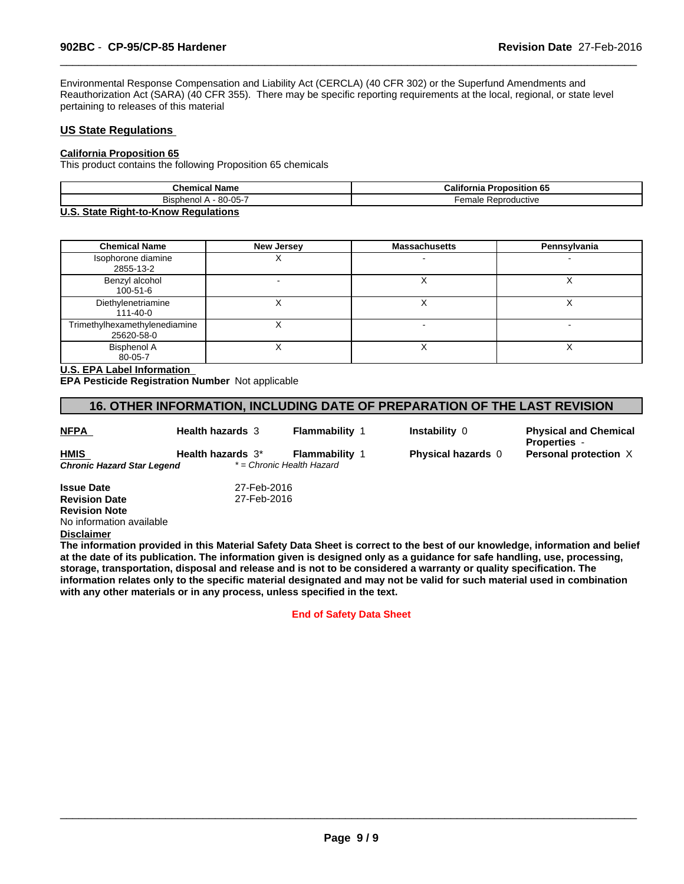Environmental Response Compensation and Liability Act (CERCLA) (40 CFR 302) or the Superfund Amendments and Reauthorization Act (SARA) (40 CFR 355). There may be specific reporting requirements at the local, regional, or state level pertaining to releases of this material

## US State Regulations

**California Proposition 65**
This product contains the following Proposition 65 chemicals

| Chemical Name | California Proposition 65 |
|---|---|
| Bisphenol A - 80-05-7 | Female Reproductive |

**U.S. State Right-to-Know Regulations**

| Chemical Name | New Jersey | Massachusetts | Pennsylvania |
|---|---|---|---|
| Isophorone diamine 2855-13-2 | X | - | - |
| Benzyl alcohol 100-51-6 | - | X | X |
| Diethylenetriamine 111-40-0 | X | X | X |
| Trimethylhexamethylenediamine 25620-58-0 | X | - | - |
| Bisphenol A 80-05-7 | X | X | X |

**U.S. EPA Label Information**
**EPA Pesticide Registration Number** Not applicable

## 16. OTHER INFORMATION, INCLUDING DATE OF PREPARATION OF THE LAST REVISION

**NFPA** **Health hazards** 3 **Flammability** 1 **Instability** 0 **Physical and Chemical Properties** -

**HMIS** **Health hazards** 3* **Flammability** 1 **Physical hazards** 0 **Personal protection** X

***Chronic Hazard Star Legend*** *\* = Chronic Health Hazard*

**Issue Date** 27-Feb-2016
**Revision Date** 27-Feb-2016
**Revision Note**
No information available

**Disclaimer**
**The information provided in this Material Safety Data Sheet is correct to the best of our knowledge, information and belief at the date of its publication. The information given is designed only as a guidance for safe handling, use, processing, storage, transportation, disposal and release and is not to be considered a warranty or quality specification. The information relates only to the specific material designated and may not be valid for such material used in combination with any other materials or in any process, unless specified in the text.**

**End of Safety Data Sheet**